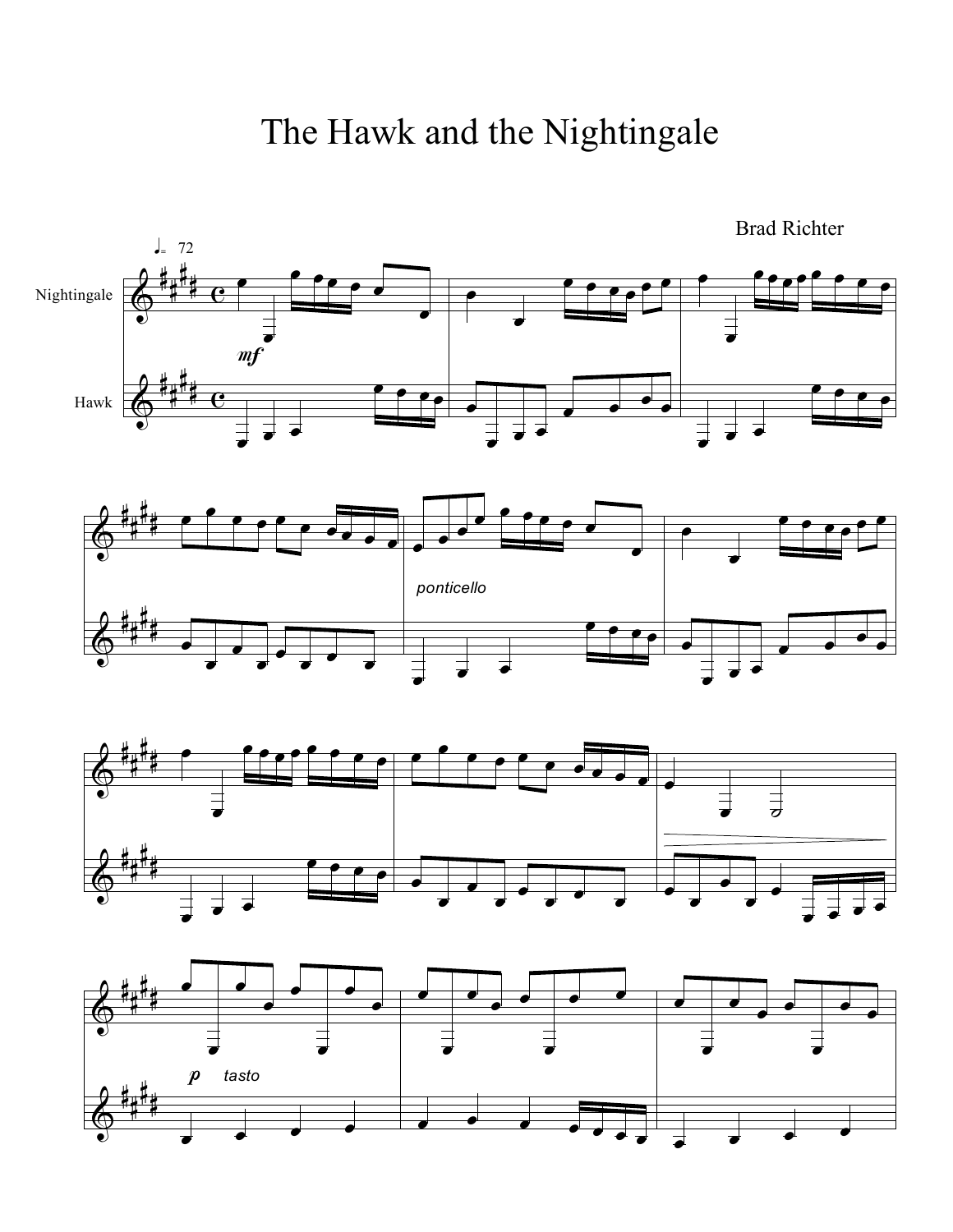# The Hawk and the Nightingale

Brad Richter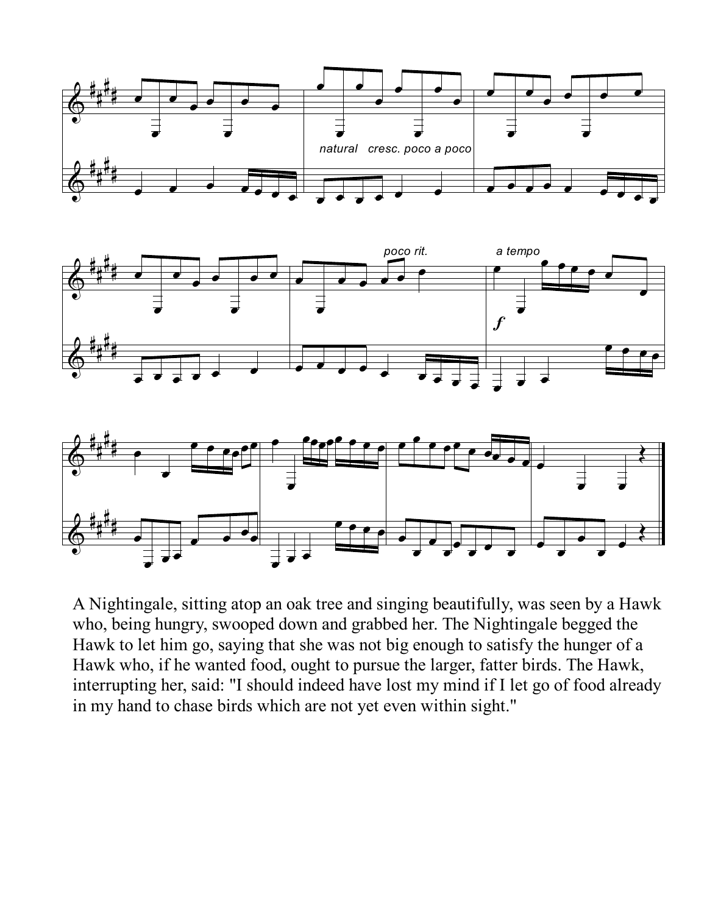A Nightingale, sitting atop an oak tree and singing beautifully, was seen by a Hawk who, being hungry, swooped down and grabbed her. The Nightingale begged the Hawk to let him go, saying that she was not big enough to satisfy the hunger of a Hawk who, if he wanted food, ought to pursue the larger, fatter birds. The Hawk, interrupting her, said: "I should indeed have lost my mind if I let go of food already in my hand to chase birds which are not yet even within sight."